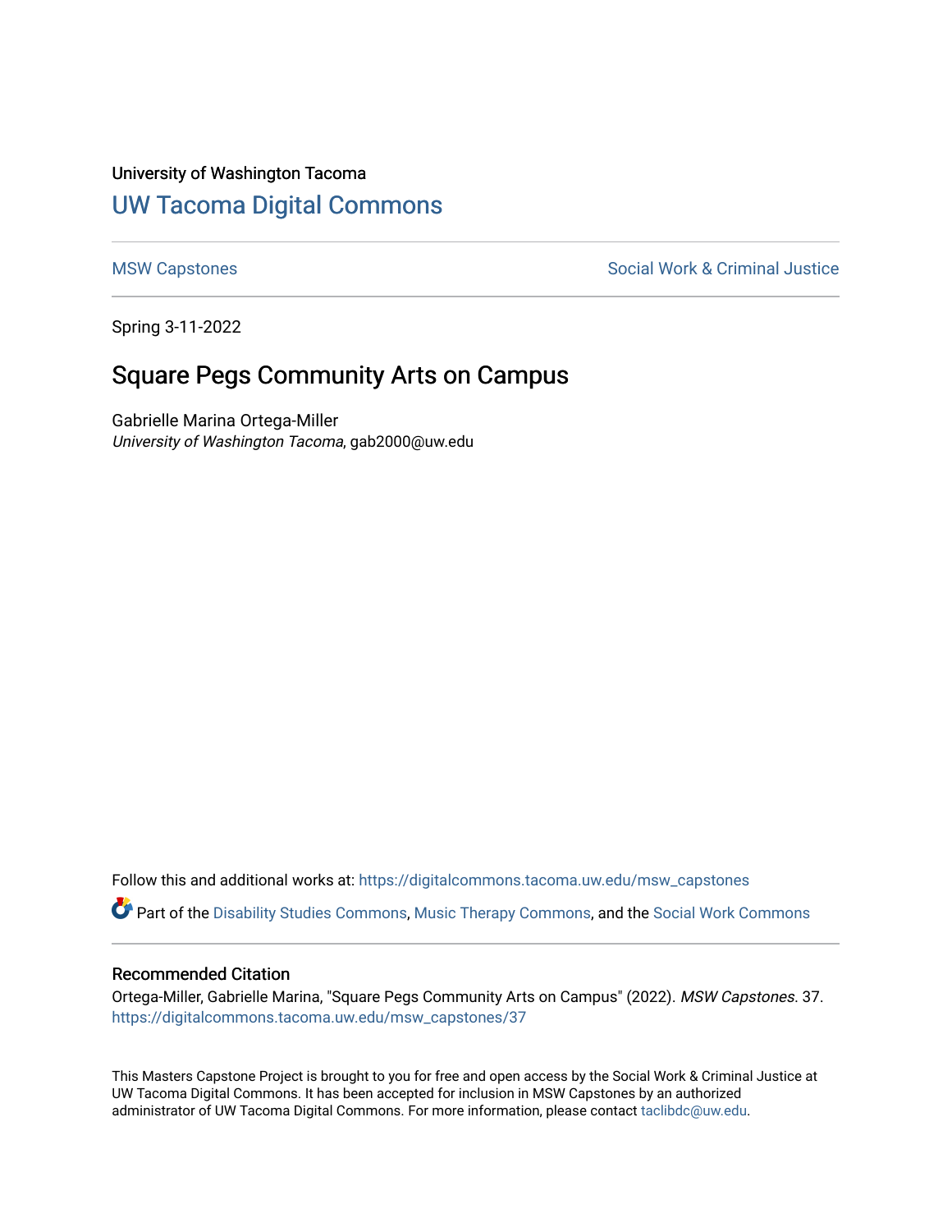University of Washington Tacoma

# UW Tacoma Digital Commons

MSW Capstones

Social Work & Criminal Justice

Spring 3-11-2022

## Square Pegs Community Arts on Campus

Gabrielle Marina Ortega-Miller
*University of Washington Tacoma*, gab2000@uw.edu

Follow this and additional works at: https://digitalcommons.tacoma.uw.edu/msw_capstones

Part of the Disability Studies Commons, Music Therapy Commons, and the Social Work Commons

### Recommended Citation

Ortega-Miller, Gabrielle Marina, "Square Pegs Community Arts on Campus" (2022). *MSW Capstones*. 37.
https://digitalcommons.tacoma.uw.edu/msw_capstones/37

This Masters Capstone Project is brought to you for free and open access by the Social Work & Criminal Justice at UW Tacoma Digital Commons. It has been accepted for inclusion in MSW Capstones by an authorized administrator of UW Tacoma Digital Commons. For more information, please contact taclibdc@uw.edu.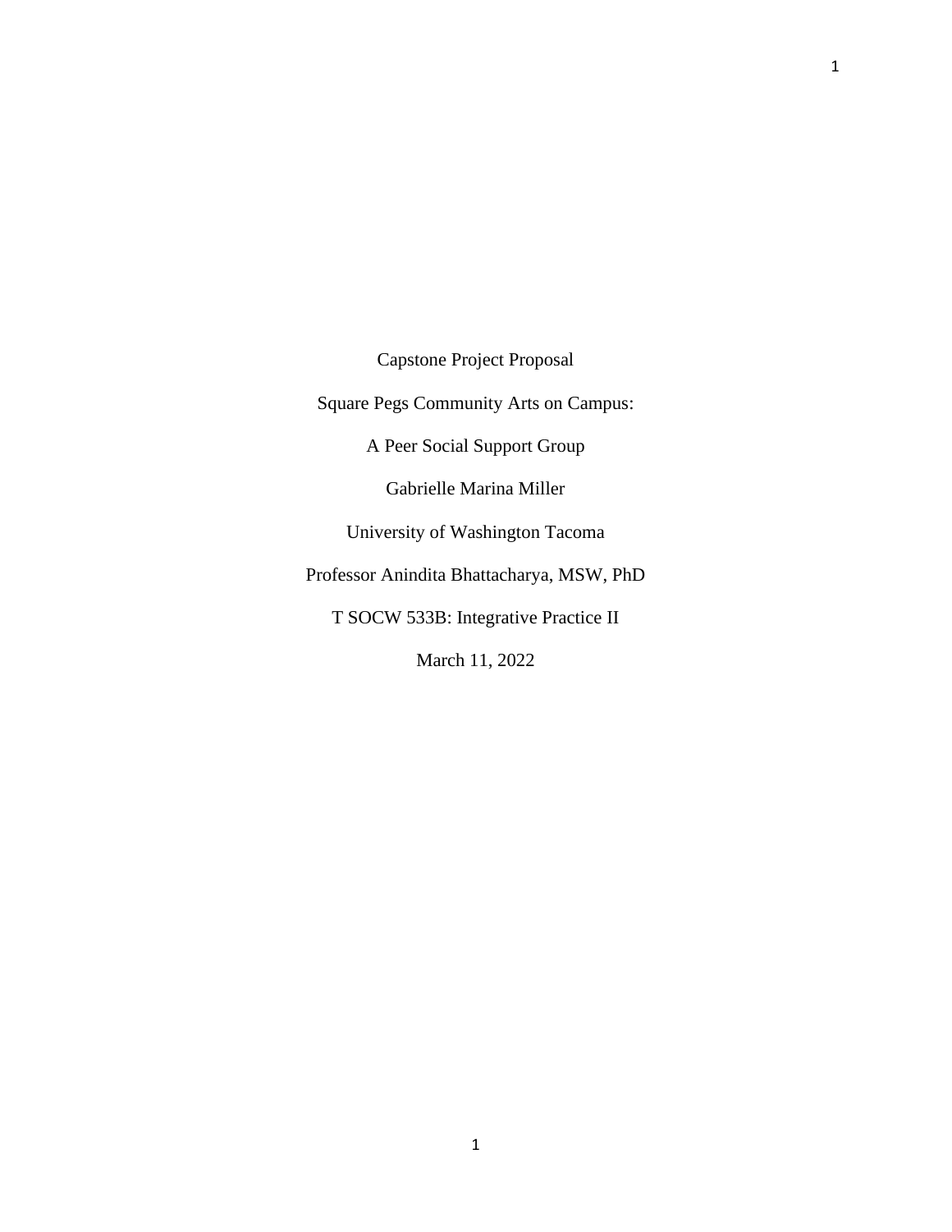Capstone Project Proposal

Square Pegs Community Arts on Campus:

A Peer Social Support Group

Gabrielle Marina Miller

University of Washington Tacoma

Professor Anindita Bhattacharya, MSW, PhD

T SOCW 533B: Integrative Practice II

March 11, 2022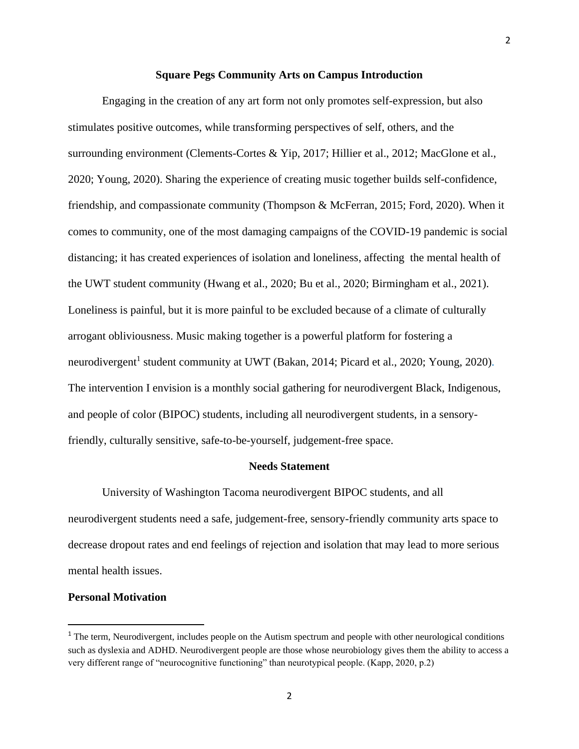## Square Pegs Community Arts on Campus Introduction

Engaging in the creation of any art form not only promotes self-expression, but also stimulates positive outcomes, while transforming perspectives of self, others, and the surrounding environment (Clements-Cortes & Yip, 2017; Hillier et al., 2012; MacGlone et al., 2020; Young, 2020). Sharing the experience of creating music together builds self-confidence, friendship, and compassionate community (Thompson & McFerran, 2015; Ford, 2020). When it comes to community, one of the most damaging campaigns of the COVID-19 pandemic is social distancing; it has created experiences of isolation and loneliness, affecting the mental health of the UWT student community (Hwang et al., 2020; Bu et al., 2020; Birmingham et al., 2021). Loneliness is painful, but it is more painful to be excluded because of a climate of culturally arrogant obliviousness. Music making together is a powerful platform for fostering a neurodivergent[1] student community at UWT (Bakan, 2014; Picard et al., 2020; Young, 2020). The intervention I envision is a monthly social gathering for neurodivergent Black, Indigenous, and people of color (BIPOC) students, including all neurodivergent students, in a sensory-friendly, culturally sensitive, safe-to-be-yourself, judgement-free space.

## Needs Statement

University of Washington Tacoma neurodivergent BIPOC students, and all neurodivergent students need a safe, judgement-free, sensory-friendly community arts space to decrease dropout rates and end feelings of rejection and isolation that may lead to more serious mental health issues.

**Personal Motivation**

[1] The term, Neurodivergent, includes people on the Autism spectrum and people with other neurological conditions such as dyslexia and ADHD. Neurodivergent people are those whose neurobiology gives them the ability to access a very different range of "neurocognitive functioning" than neurotypical people. (Kapp, 2020, p.2)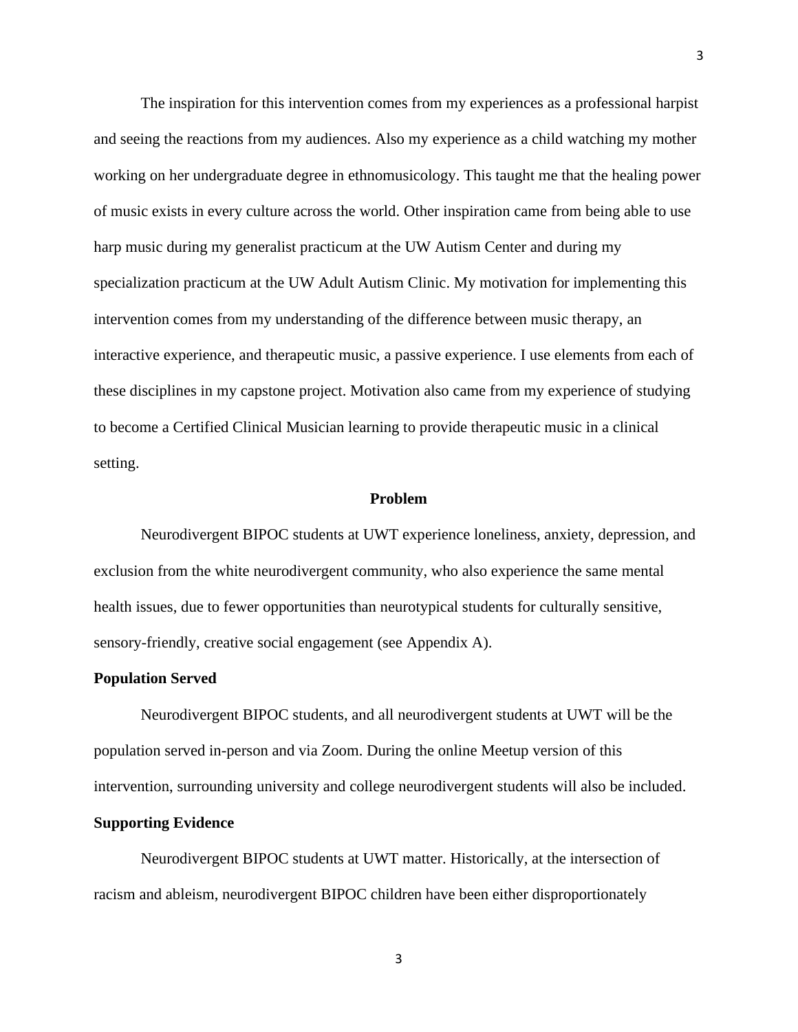The inspiration for this intervention comes from my experiences as a professional harpist and seeing the reactions from my audiences. Also my experience as a child watching my mother working on her undergraduate degree in ethnomusicology. This taught me that the healing power of music exists in every culture across the world. Other inspiration came from being able to use harp music during my generalist practicum at the UW Autism Center and during my specialization practicum at the UW Adult Autism Clinic. My motivation for implementing this intervention comes from my understanding of the difference between music therapy, an interactive experience, and therapeutic music, a passive experience. I use elements from each of these disciplines in my capstone project. Motivation also came from my experience of studying to become a Certified Clinical Musician learning to provide therapeutic music in a clinical setting.

## Problem

Neurodivergent BIPOC students at UWT experience loneliness, anxiety, depression, and exclusion from the white neurodivergent community, who also experience the same mental health issues, due to fewer opportunities than neurotypical students for culturally sensitive, sensory-friendly, creative social engagement (see Appendix A).

### Population Served

Neurodivergent BIPOC students, and all neurodivergent students at UWT will be the population served in-person and via Zoom. During the online Meetup version of this intervention, surrounding university and college neurodivergent students will also be included.

### Supporting Evidence

Neurodivergent BIPOC students at UWT matter. Historically, at the intersection of racism and ableism, neurodivergent BIPOC children have been either disproportionately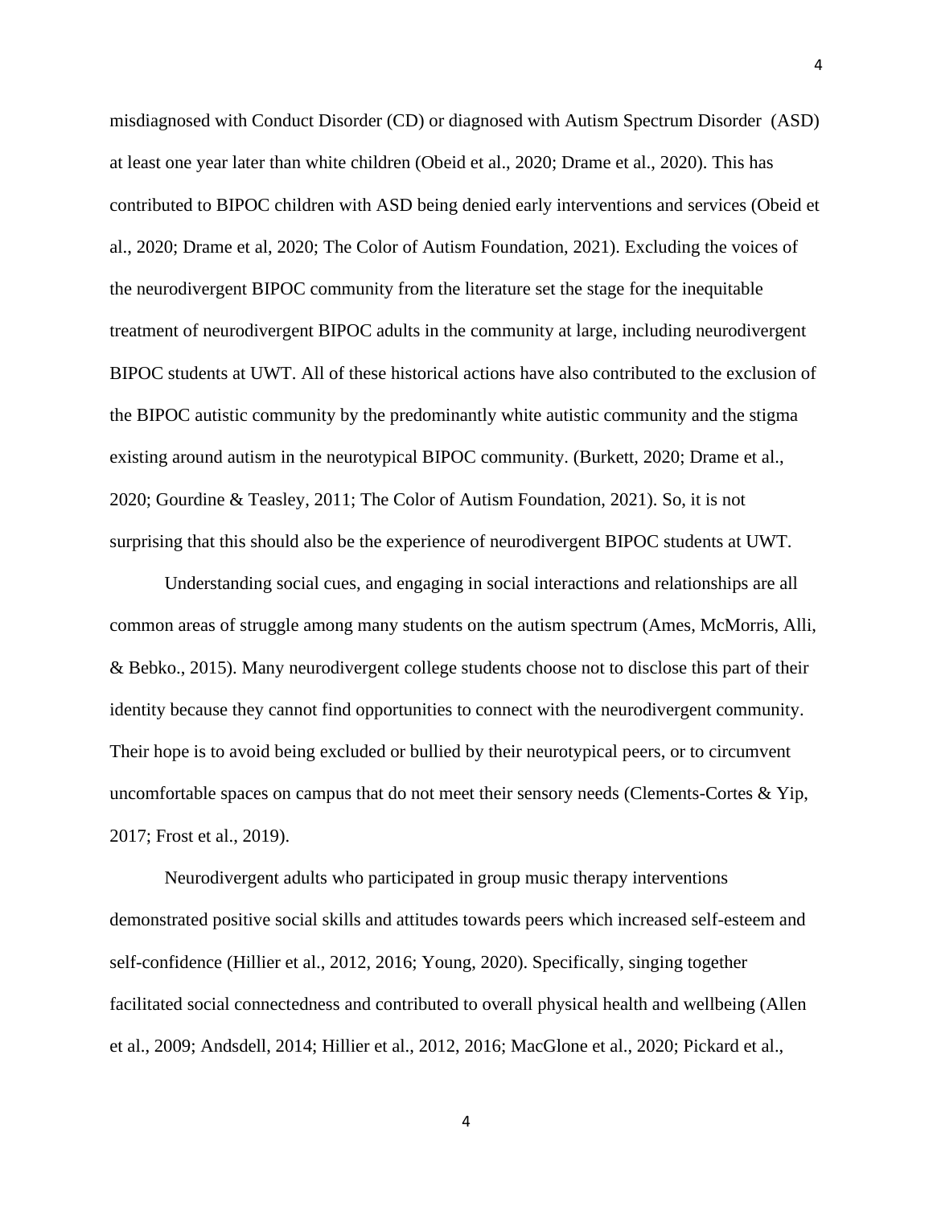misdiagnosed with Conduct Disorder (CD) or diagnosed with Autism Spectrum Disorder (ASD) at least one year later than white children (Obeid et al., 2020; Drame et al., 2020). This has contributed to BIPOC children with ASD being denied early interventions and services (Obeid et al., 2020; Drame et al, 2020; The Color of Autism Foundation, 2021). Excluding the voices of the neurodivergent BIPOC community from the literature set the stage for the inequitable treatment of neurodivergent BIPOC adults in the community at large, including neurodivergent BIPOC students at UWT. All of these historical actions have also contributed to the exclusion of the BIPOC autistic community by the predominantly white autistic community and the stigma existing around autism in the neurotypical BIPOC community. (Burkett, 2020; Drame et al., 2020; Gourdine & Teasley, 2011; The Color of Autism Foundation, 2021). So, it is not surprising that this should also be the experience of neurodivergent BIPOC students at UWT.

Understanding social cues, and engaging in social interactions and relationships are all common areas of struggle among many students on the autism spectrum (Ames, McMorris, Alli, & Bebko., 2015). Many neurodivergent college students choose not to disclose this part of their identity because they cannot find opportunities to connect with the neurodivergent community. Their hope is to avoid being excluded or bullied by their neurotypical peers, or to circumvent uncomfortable spaces on campus that do not meet their sensory needs (Clements-Cortes & Yip, 2017; Frost et al., 2019).

Neurodivergent adults who participated in group music therapy interventions demonstrated positive social skills and attitudes towards peers which increased self-esteem and self-confidence (Hillier et al., 2012, 2016; Young, 2020). Specifically, singing together facilitated social connectedness and contributed to overall physical health and wellbeing (Allen et al., 2009; Andsdell, 2014; Hillier et al., 2012, 2016; MacGlone et al., 2020; Pickard et al.,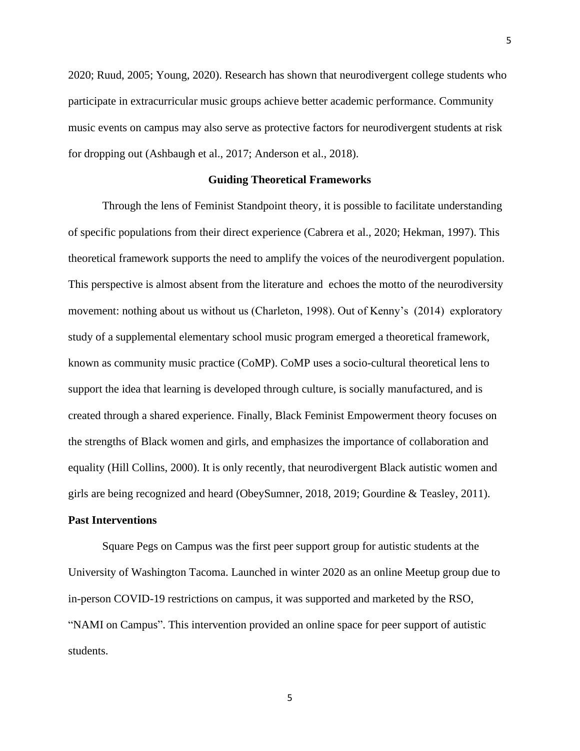2020; Ruud, 2005; Young, 2020). Research has shown that neurodivergent college students who participate in extracurricular music groups achieve better academic performance. Community music events on campus may also serve as protective factors for neurodivergent students at risk for dropping out (Ashbaugh et al., 2017; Anderson et al., 2018).

## Guiding Theoretical Frameworks

Through the lens of Feminist Standpoint theory, it is possible to facilitate understanding of specific populations from their direct experience (Cabrera et al., 2020; Hekman, 1997). This theoretical framework supports the need to amplify the voices of the neurodivergent population. This perspective is almost absent from the literature and echoes the motto of the neurodiversity movement: nothing about us without us (Charleton, 1998). Out of Kenny's (2014) exploratory study of a supplemental elementary school music program emerged a theoretical framework, known as community music practice (CoMP). CoMP uses a socio-cultural theoretical lens to support the idea that learning is developed through culture, is socially manufactured, and is created through a shared experience. Finally, Black Feminist Empowerment theory focuses on the strengths of Black women and girls, and emphasizes the importance of collaboration and equality (Hill Collins, 2000). It is only recently, that neurodivergent Black autistic women and girls are being recognized and heard (ObeySumner, 2018, 2019; Gourdine & Teasley, 2011).

### Past Interventions

Square Pegs on Campus was the first peer support group for autistic students at the University of Washington Tacoma. Launched in winter 2020 as an online Meetup group due to in-person COVID-19 restrictions on campus, it was supported and marketed by the RSO, "NAMI on Campus". This intervention provided an online space for peer support of autistic students.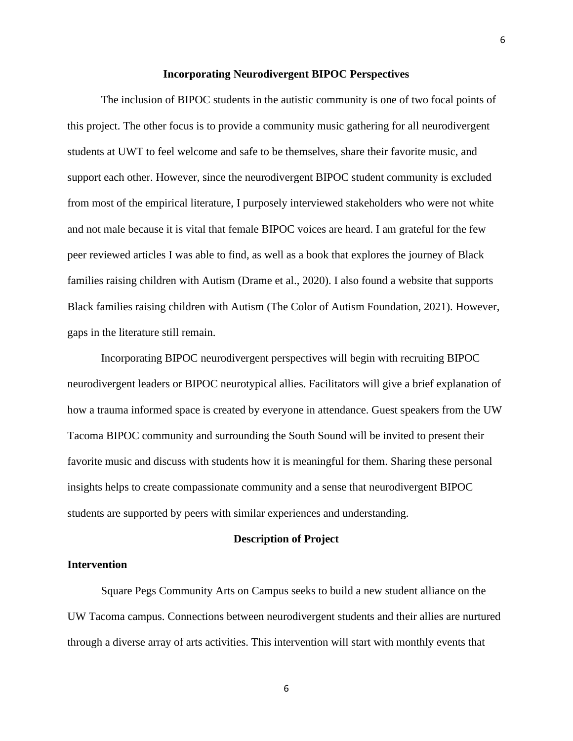## Incorporating Neurodivergent BIPOC Perspectives

The inclusion of BIPOC students in the autistic community is one of two focal points of this project. The other focus is to provide a community music gathering for all neurodivergent students at UWT to feel welcome and safe to be themselves, share their favorite music, and support each other. However, since the neurodivergent BIPOC student community is excluded from most of the empirical literature, I purposely interviewed stakeholders who were not white and not male because it is vital that female BIPOC voices are heard. I am grateful for the few peer reviewed articles I was able to find, as well as a book that explores the journey of Black families raising children with Autism (Drame et al., 2020). I also found a website that supports Black families raising children with Autism (The Color of Autism Foundation, 2021). However, gaps in the literature still remain.

Incorporating BIPOC neurodivergent perspectives will begin with recruiting BIPOC neurodivergent leaders or BIPOC neurotypical allies. Facilitators will give a brief explanation of how a trauma informed space is created by everyone in attendance. Guest speakers from the UW Tacoma BIPOC community and surrounding the South Sound will be invited to present their favorite music and discuss with students how it is meaningful for them. Sharing these personal insights helps to create compassionate community and a sense that neurodivergent BIPOC students are supported by peers with similar experiences and understanding.

## Description of Project

### Intervention

Square Pegs Community Arts on Campus seeks to build a new student alliance on the UW Tacoma campus. Connections between neurodivergent students and their allies are nurtured through a diverse array of arts activities. This intervention will start with monthly events that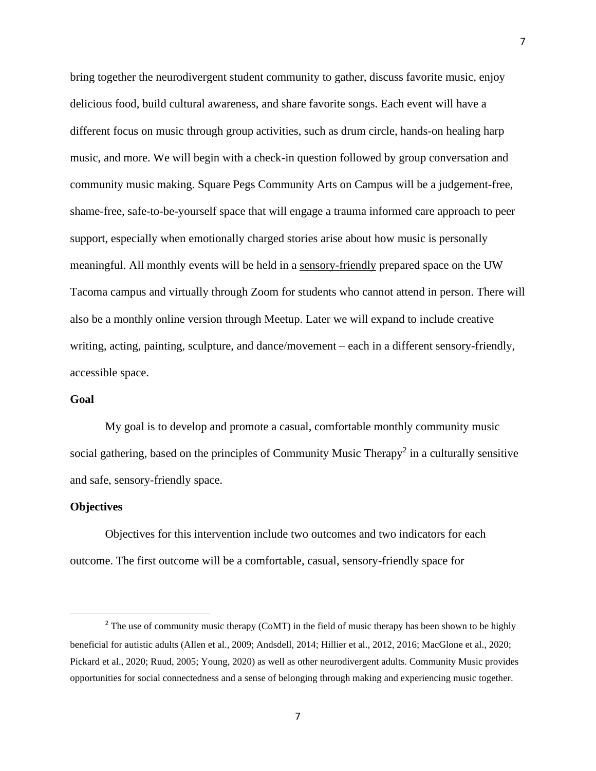bring together the neurodivergent student community to gather, discuss favorite music, enjoy delicious food, build cultural awareness, and share favorite songs. Each event will have a different focus on music through group activities, such as drum circle, hands-on healing harp music, and more. We will begin with a check-in question followed by group conversation and community music making. Square Pegs Community Arts on Campus will be a judgement-free, shame-free, safe-to-be-yourself space that will engage a trauma informed care approach to peer support, especially when emotionally charged stories arise about how music is personally meaningful. All monthly events will be held in a sensory-friendly prepared space on the UW Tacoma campus and virtually through Zoom for students who cannot attend in person. There will also be a monthly online version through Meetup. Later we will expand to include creative writing, acting, painting, sculpture, and dance/movement – each in a different sensory-friendly, accessible space.

**Goal**

My goal is to develop and promote a casual, comfortable monthly community music social gathering, based on the principles of Community Music Therapy[2] in a culturally sensitive and safe, sensory-friendly space.

**Objectives**

Objectives for this intervention include two outcomes and two indicators for each outcome. The first outcome will be a comfortable, casual, sensory-friendly space for

[2] The use of community music therapy (CoMT) in the field of music therapy has been shown to be highly beneficial for autistic adults (Allen et al., 2009; Andsdell, 2014; Hillier et al., 2012, 2016; MacGlone et al., 2020; Pickard et al., 2020; Ruud, 2005; Young, 2020) as well as other neurodivergent adults. Community Music provides opportunities for social connectedness and a sense of belonging through making and experiencing music together.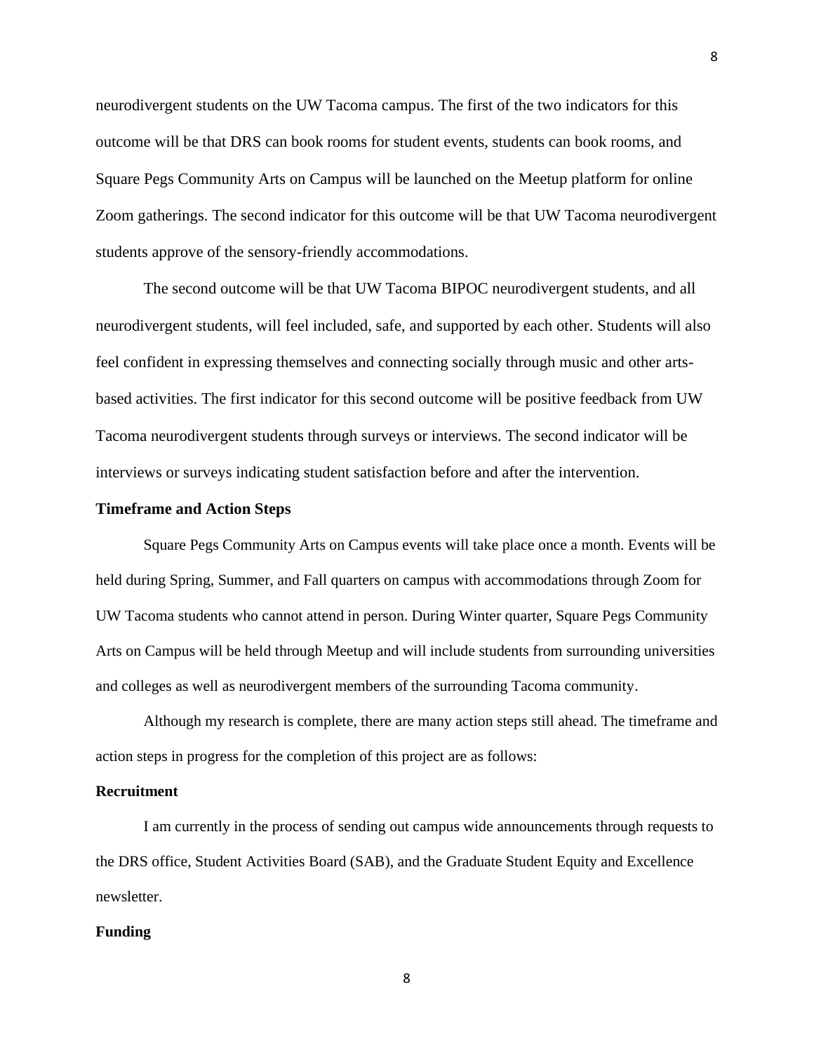neurodivergent students on the UW Tacoma campus. The first of the two indicators for this outcome will be that DRS can book rooms for student events, students can book rooms, and Square Pegs Community Arts on Campus will be launched on the Meetup platform for online Zoom gatherings. The second indicator for this outcome will be that UW Tacoma neurodivergent students approve of the sensory-friendly accommodations.

The second outcome will be that UW Tacoma BIPOC neurodivergent students, and all neurodivergent students, will feel included, safe, and supported by each other. Students will also feel confident in expressing themselves and connecting socially through music and other arts-based activities. The first indicator for this second outcome will be positive feedback from UW Tacoma neurodivergent students through surveys or interviews. The second indicator will be interviews or surveys indicating student satisfaction before and after the intervention.

**Timeframe and Action Steps**

Square Pegs Community Arts on Campus events will take place once a month. Events will be held during Spring, Summer, and Fall quarters on campus with accommodations through Zoom for UW Tacoma students who cannot attend in person. During Winter quarter, Square Pegs Community Arts on Campus will be held through Meetup and will include students from surrounding universities and colleges as well as neurodivergent members of the surrounding Tacoma community.

Although my research is complete, there are many action steps still ahead. The timeframe and action steps in progress for the completion of this project are as follows:

**Recruitment**

I am currently in the process of sending out campus wide announcements through requests to the DRS office, Student Activities Board (SAB), and the Graduate Student Equity and Excellence newsletter.

**Funding**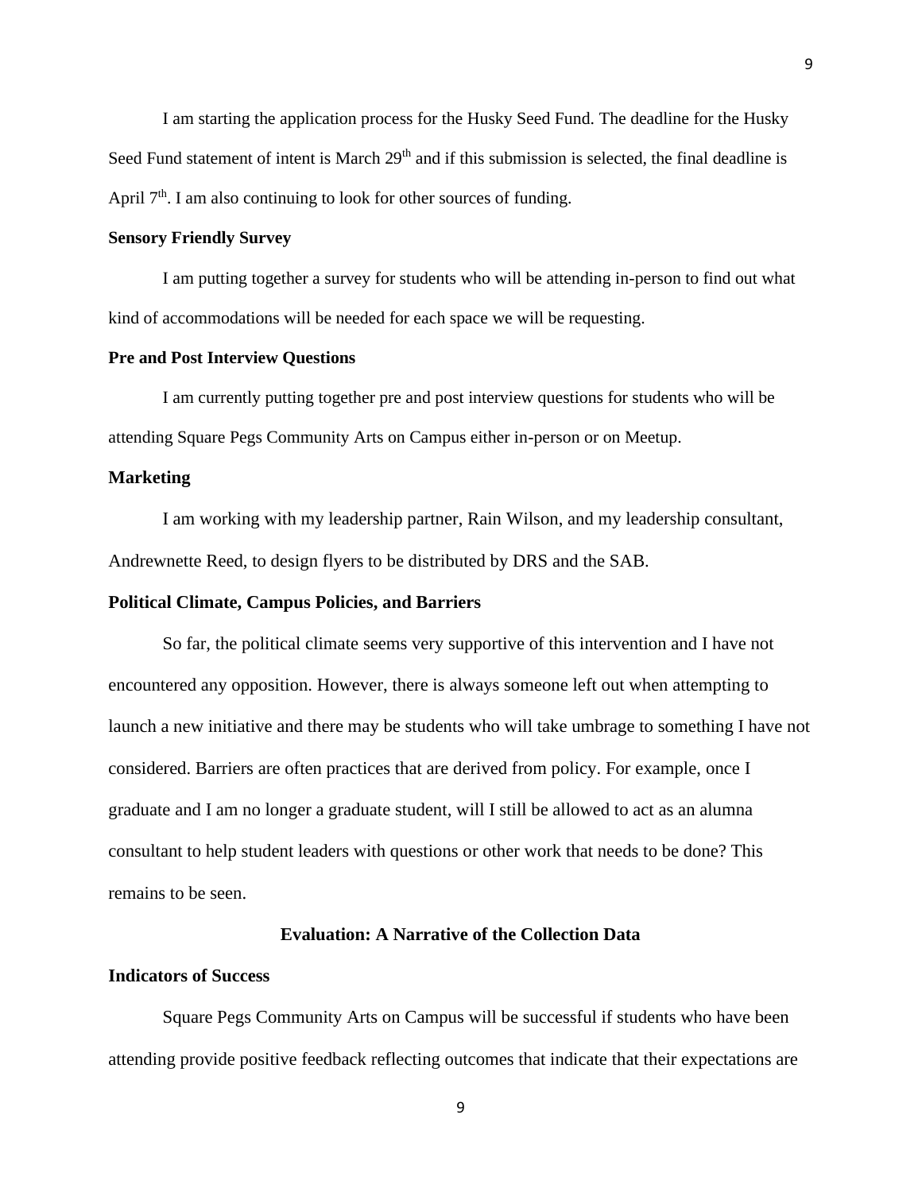I am starting the application process for the Husky Seed Fund. The deadline for the Husky Seed Fund statement of intent is March 29th and if this submission is selected, the final deadline is April 7th. I am also continuing to look for other sources of funding.

**Sensory Friendly Survey**

I am putting together a survey for students who will be attending in-person to find out what kind of accommodations will be needed for each space we will be requesting.

**Pre and Post Interview Questions**

I am currently putting together pre and post interview questions for students who will be attending Square Pegs Community Arts on Campus either in-person or on Meetup.

**Marketing**

I am working with my leadership partner, Rain Wilson, and my leadership consultant, Andrewnette Reed, to design flyers to be distributed by DRS and the SAB.

**Political Climate, Campus Policies, and Barriers**

So far, the political climate seems very supportive of this intervention and I have not encountered any opposition. However, there is always someone left out when attempting to launch a new initiative and there may be students who will take umbrage to something I have not considered. Barriers are often practices that are derived from policy. For example, once I graduate and I am no longer a graduate student, will I still be allowed to act as an alumna consultant to help student leaders with questions or other work that needs to be done? This remains to be seen.

## Evaluation: A Narrative of the Collection Data

**Indicators of Success**

Square Pegs Community Arts on Campus will be successful if students who have been attending provide positive feedback reflecting outcomes that indicate that their expectations are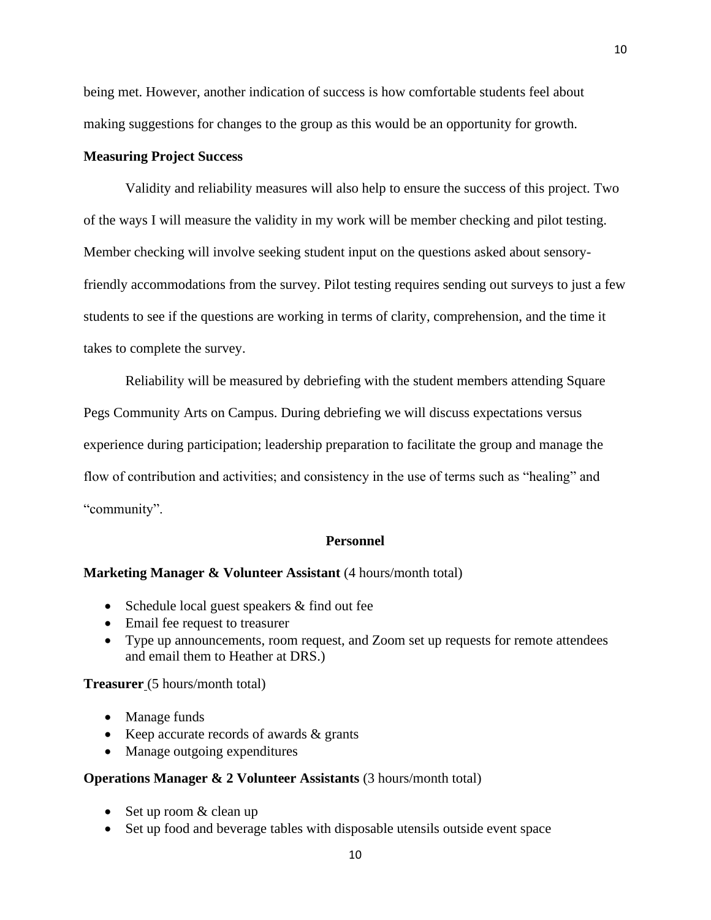being met. However, another indication of success is how comfortable students feel about making suggestions for changes to the group as this would be an opportunity for growth.

**Measuring Project Success**

Validity and reliability measures will also help to ensure the success of this project. Two of the ways I will measure the validity in my work will be member checking and pilot testing. Member checking will involve seeking student input on the questions asked about sensory-friendly accommodations from the survey. Pilot testing requires sending out surveys to just a few students to see if the questions are working in terms of clarity, comprehension, and the time it takes to complete the survey.

Reliability will be measured by debriefing with the student members attending Square Pegs Community Arts on Campus. During debriefing we will discuss expectations versus experience during participation; leadership preparation to facilitate the group and manage the flow of contribution and activities; and consistency in the use of terms such as "healing" and "community".

## Personnel

**Marketing Manager & Volunteer Assistant** (4 hours/month total)

- Schedule local guest speakers & find out fee
- Email fee request to treasurer
- Type up announcements, room request, and Zoom set up requests for remote attendees and email them to Heather at DRS.)

**Treasurer** (5 hours/month total)

- Manage funds
- Keep accurate records of awards & grants
- Manage outgoing expenditures

**Operations Manager & 2 Volunteer Assistants** (3 hours/month total)

- Set up room & clean up
- Set up food and beverage tables with disposable utensils outside event space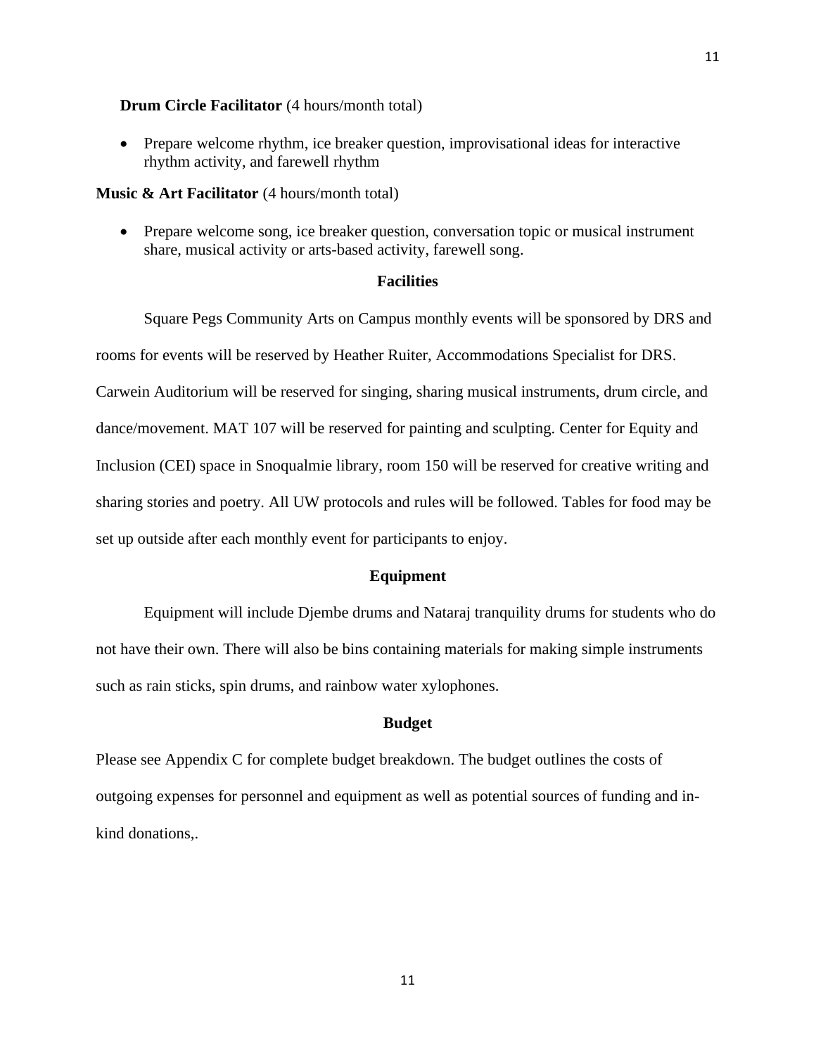**Drum Circle Facilitator** (4 hours/month total)

- Prepare welcome rhythm, ice breaker question, improvisational ideas for interactive rhythm activity, and farewell rhythm

**Music & Art Facilitator** (4 hours/month total)

- Prepare welcome song, ice breaker question, conversation topic or musical instrument share, musical activity or arts-based activity, farewell song.

## Facilities

Square Pegs Community Arts on Campus monthly events will be sponsored by DRS and rooms for events will be reserved by Heather Ruiter, Accommodations Specialist for DRS. Carwein Auditorium will be reserved for singing, sharing musical instruments, drum circle, and dance/movement. MAT 107 will be reserved for painting and sculpting. Center for Equity and Inclusion (CEI) space in Snoqualmie library, room 150 will be reserved for creative writing and sharing stories and poetry. All UW protocols and rules will be followed. Tables for food may be set up outside after each monthly event for participants to enjoy.

## Equipment

Equipment will include Djembe drums and Nataraj tranquility drums for students who do not have their own. There will also be bins containing materials for making simple instruments such as rain sticks, spin drums, and rainbow water xylophones.

## Budget

Please see Appendix C for complete budget breakdown. The budget outlines the costs of outgoing expenses for personnel and equipment as well as potential sources of funding and in-kind donations,.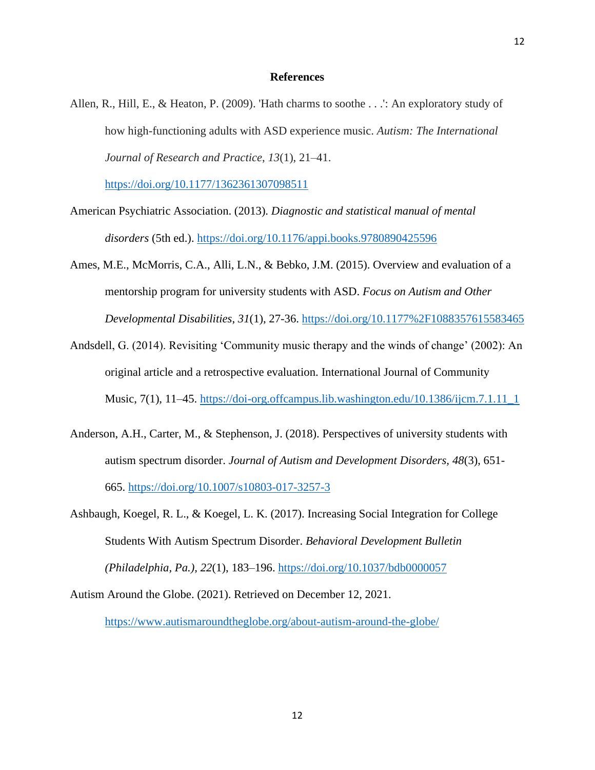**References**

Allen, R., Hill, E., & Heaton, P. (2009). 'Hath charms to soothe . . .': An exploratory study of how high-functioning adults with ASD experience music. *Autism: The International Journal of Research and Practice*, *13*(1), 21–41. https://doi.org/10.1177/1362361307098511

American Psychiatric Association. (2013). *Diagnostic and statistical manual of mental disorders* (5th ed.). https://doi.org/10.1176/appi.books.9780890425596

Ames, M.E., McMorris, C.A., Alli, L.N., & Bebko, J.M. (2015). Overview and evaluation of a mentorship program for university students with ASD. *Focus on Autism and Other Developmental Disabilities*, *31*(1), 27-36. https://doi.org/10.1177%2F1088357615583465

Andsdell, G. (2014). Revisiting 'Community music therapy and the winds of change' (2002): An original article and a retrospective evaluation. International Journal of Community Music, 7(1), 11–45. https://doi-org.offcampus.lib.washington.edu/10.1386/ijcm.7.1.11_1

Anderson, A.H., Carter, M., & Stephenson, J. (2018). Perspectives of university students with autism spectrum disorder. *Journal of Autism and Development Disorders, 48*(3), 651-665. https://doi.org/10.1007/s10803-017-3257-3

Ashbaugh, Koegel, R. L., & Koegel, L. K. (2017). Increasing Social Integration for College Students With Autism Spectrum Disorder. *Behavioral Development Bulletin (Philadelphia, Pa.)*, *22*(1), 183–196. https://doi.org/10.1037/bdb0000057

Autism Around the Globe. (2021). Retrieved on December 12, 2021. https://www.autismaroundtheglobe.org/about-autism-around-the-globe/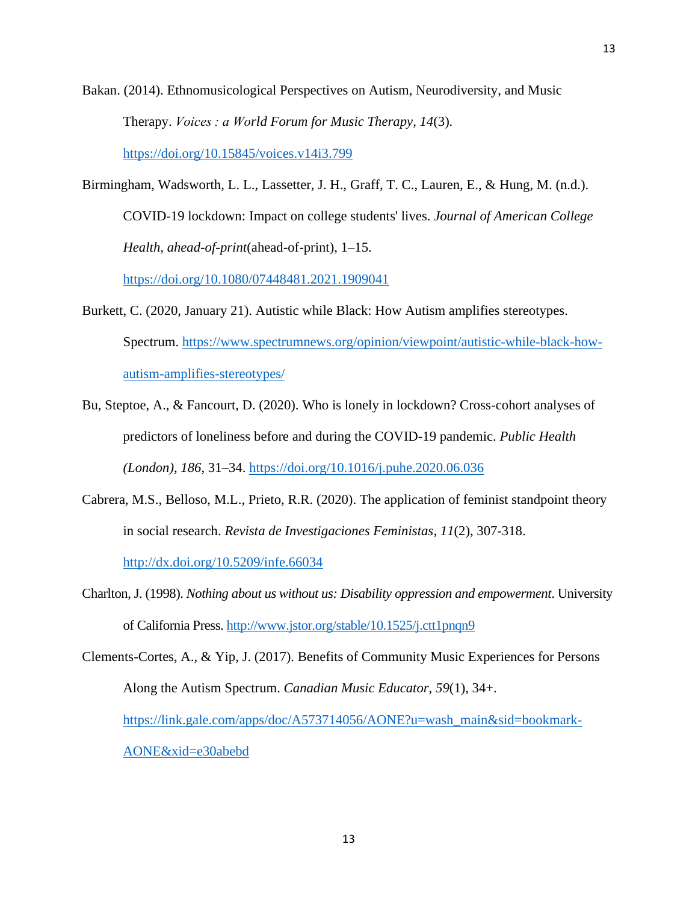Bakan. (2014). Ethnomusicological Perspectives on Autism, Neurodiversity, and Music Therapy. *Voices : a World Forum for Music Therapy*, *14*(3). https://doi.org/10.15845/voices.v14i3.799

Birmingham, Wadsworth, L. L., Lassetter, J. H., Graff, T. C., Lauren, E., & Hung, M. (n.d.). COVID-19 lockdown: Impact on college students' lives. *Journal of American College Health*, *ahead-of-print*(ahead-of-print), 1–15. https://doi.org/10.1080/07448481.2021.1909041

Burkett, C. (2020, January 21). Autistic while Black: How Autism amplifies stereotypes. Spectrum. https://www.spectrumnews.org/opinion/viewpoint/autistic-while-black-how-autism-amplifies-stereotypes/

Bu, Steptoe, A., & Fancourt, D. (2020). Who is lonely in lockdown? Cross-cohort analyses of predictors of loneliness before and during the COVID-19 pandemic. *Public Health (London)*, *186*, 31–34. https://doi.org/10.1016/j.puhe.2020.06.036

Cabrera, M.S., Belloso, M.L., Prieto, R.R. (2020). The application of feminist standpoint theory in social research. *Revista de Investigaciones Feministas*, *11*(2), 307-318. http://dx.doi.org/10.5209/infe.66034

Charlton, J. (1998). *Nothing about us without us: Disability oppression and empowerment*. University of California Press. http://www.jstor.org/stable/10.1525/j.ctt1pnqn9

Clements-Cortes, A., & Yip, J. (2017). Benefits of Community Music Experiences for Persons Along the Autism Spectrum. *Canadian Music Educator*, *59*(1), 34+. https://link.gale.com/apps/doc/A573714056/AONE?u=wash_main&sid=bookmark-AONE&xid=e30abebd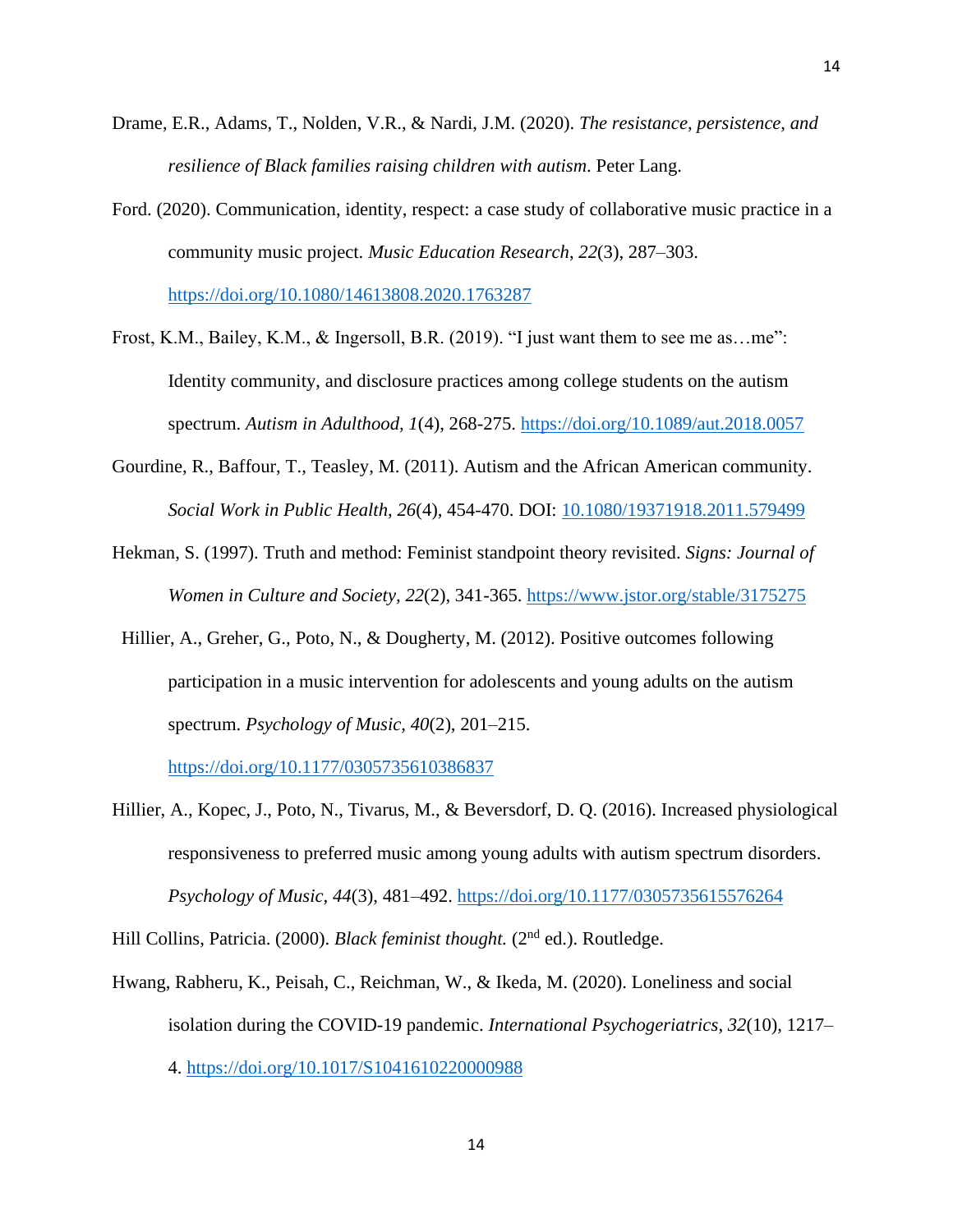Drame, E.R., Adams, T., Nolden, V.R., & Nardi, J.M. (2020). *The resistance, persistence, and resilience of Black families raising children with autism*. Peter Lang.

Ford. (2020). Communication, identity, respect: a case study of collaborative music practice in a community music project. *Music Education Research*, *22*(3), 287–303. https://doi.org/10.1080/14613808.2020.1763287

Frost, K.M., Bailey, K.M., & Ingersoll, B.R. (2019). "I just want them to see me as…me": Identity community, and disclosure practices among college students on the autism spectrum. *Autism in Adulthood, 1*(4), 268-275. https://doi.org/10.1089/aut.2018.0057

Gourdine, R., Baffour, T., Teasley, M. (2011). Autism and the African American community. *Social Work in Public Health*, *26*(4), 454-470. DOI: 10.1080/19371918.2011.579499

Hekman, S. (1997). Truth and method: Feminist standpoint theory revisited. *Signs: Journal of Women in Culture and Society, 22*(2), 341-365. https://www.jstor.org/stable/3175275

Hillier, A., Greher, G., Poto, N., & Dougherty, M. (2012). Positive outcomes following participation in a music intervention for adolescents and young adults on the autism spectrum. *Psychology of Music, 40*(2), 201–215. https://doi.org/10.1177/0305735610386837

Hillier, A., Kopec, J., Poto, N., Tivarus, M., & Beversdorf, D. Q. (2016). Increased physiological responsiveness to preferred music among young adults with autism spectrum disorders. *Psychology of Music, 44*(3), 481–492. https://doi.org/10.1177/0305735615576264

Hill Collins, Patricia. (2000). *Black feminist thought.* (2nd ed.). Routledge.

Hwang, Rabheru, K., Peisah, C., Reichman, W., & Ikeda, M. (2020). Loneliness and social isolation during the COVID-19 pandemic. *International Psychogeriatrics*, *32*(10), 1217–4. https://doi.org/10.1017/S1041610220000988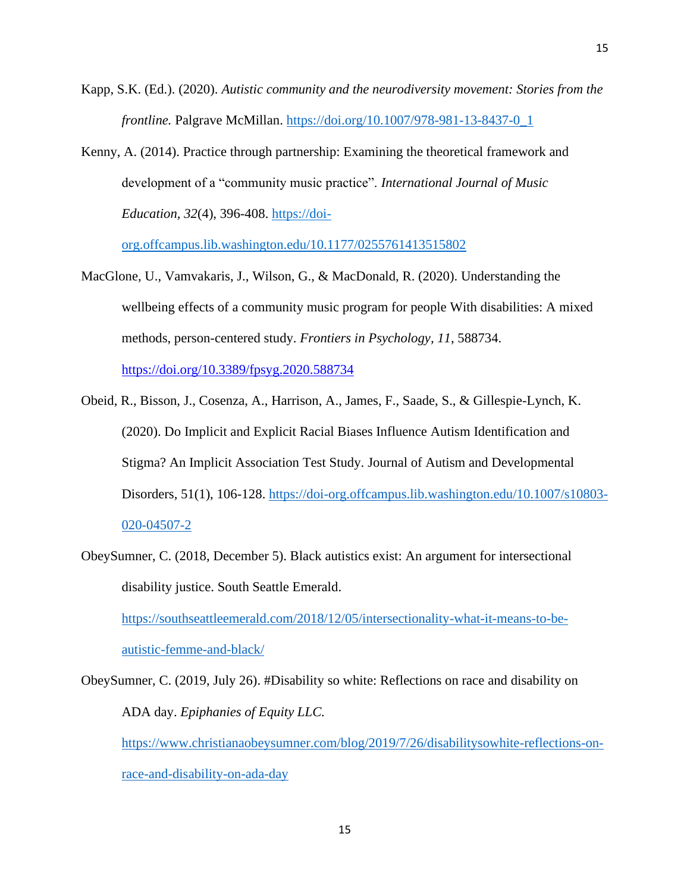Kapp, S.K. (Ed.). (2020). *Autistic community and the neurodiversity movement: Stories from the frontline.* Palgrave McMillan. https://doi.org/10.1007/978-981-13-8437-0_1

Kenny, A. (2014). Practice through partnership: Examining the theoretical framework and development of a "community music practice". *International Journal of Music Education, 32*(4), 396-408. https://doi-org.offcampus.lib.washington.edu/10.1177/0255761413515802

MacGlone, U., Vamvakaris, J., Wilson, G., & MacDonald, R. (2020). Understanding the wellbeing effects of a community music program for people With disabilities: A mixed methods, person-centered study. *Frontiers in Psychology, 11*, 588734. https://doi.org/10.3389/fpsyg.2020.588734

Obeid, R., Bisson, J., Cosenza, A., Harrison, A., James, F., Saade, S., & Gillespie-Lynch, K. (2020). Do Implicit and Explicit Racial Biases Influence Autism Identification and Stigma? An Implicit Association Test Study. Journal of Autism and Developmental Disorders, 51(1), 106-128. https://doi-org.offcampus.lib.washington.edu/10.1007/s10803-020-04507-2

ObeySumner, C. (2018, December 5). Black autistics exist: An argument for intersectional disability justice. South Seattle Emerald. https://southseattleemerald.com/2018/12/05/intersectionality-what-it-means-to-be-autistic-femme-and-black/

ObeySumner, C. (2019, July 26). #Disability so white: Reflections on race and disability on ADA day. *Epiphanies of Equity LLC.* https://www.christianaobeysumner.com/blog/2019/7/26/disabilitysowhite-reflections-on-race-and-disability-on-ada-day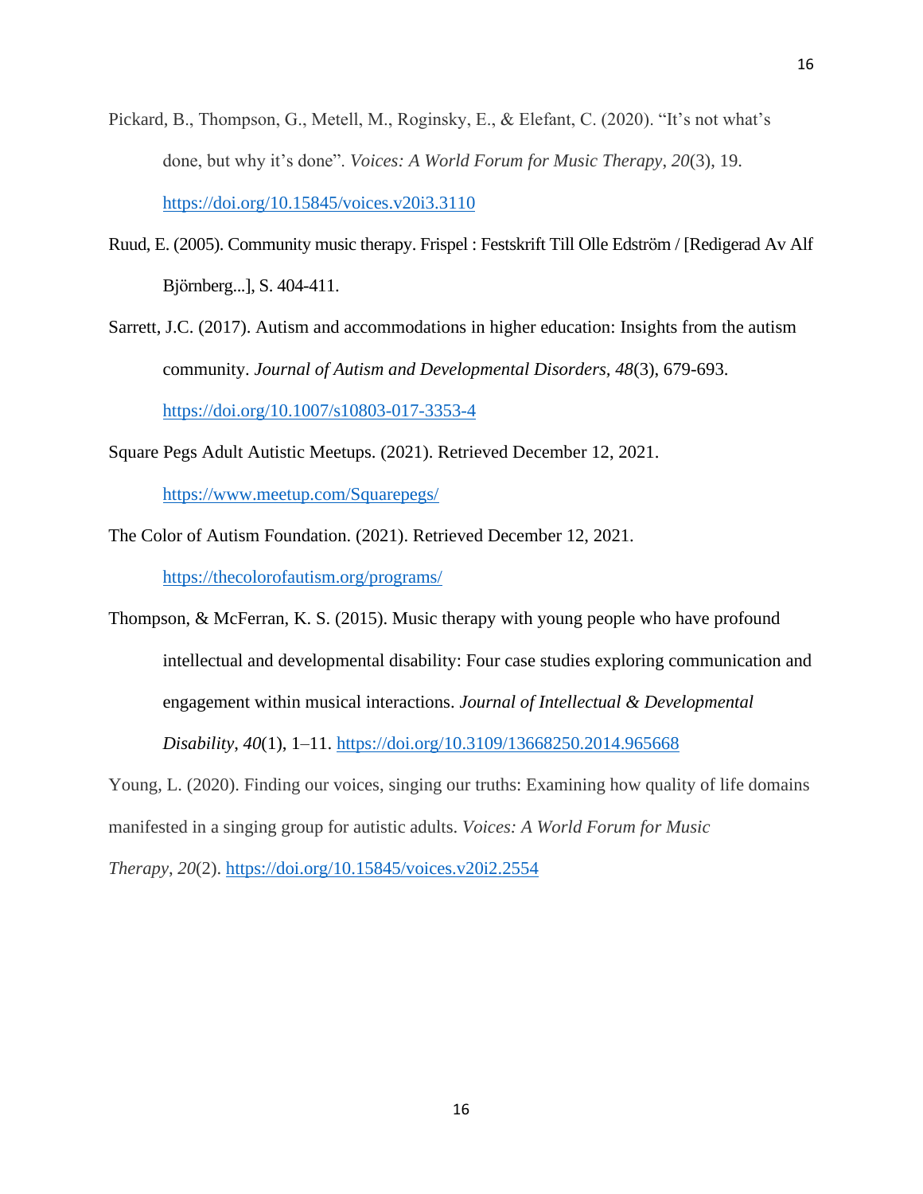Pickard, B., Thompson, G., Metell, M., Roginsky, E., & Elefant, C. (2020). "It's not what's done, but why it's done". *Voices: A World Forum for Music Therapy*, *20*(3), 19. https://doi.org/10.15845/voices.v20i3.3110

Ruud, E. (2005). Community music therapy. Frispel : Festskrift Till Olle Edström / [Redigerad Av Alf Björnberg...], S. 404-411.

Sarrett, J.C. (2017). Autism and accommodations in higher education: Insights from the autism community. *Journal of Autism and Developmental Disorders*, *48*(3), 679-693. https://doi.org/10.1007/s10803-017-3353-4

Square Pegs Adult Autistic Meetups. (2021). Retrieved December 12, 2021. https://www.meetup.com/Squarepegs/

The Color of Autism Foundation. (2021). Retrieved December 12, 2021. https://thecolorofautism.org/programs/

Thompson, & McFerran, K. S. (2015). Music therapy with young people who have profound intellectual and developmental disability: Four case studies exploring communication and engagement within musical interactions. *Journal of Intellectual & Developmental Disability*, *40*(1), 1–11. https://doi.org/10.3109/13668250.2014.965668

Young, L. (2020). Finding our voices, singing our truths: Examining how quality of life domains manifested in a singing group for autistic adults. *Voices: A World Forum for Music Therapy*, *20*(2). https://doi.org/10.15845/voices.v20i2.2554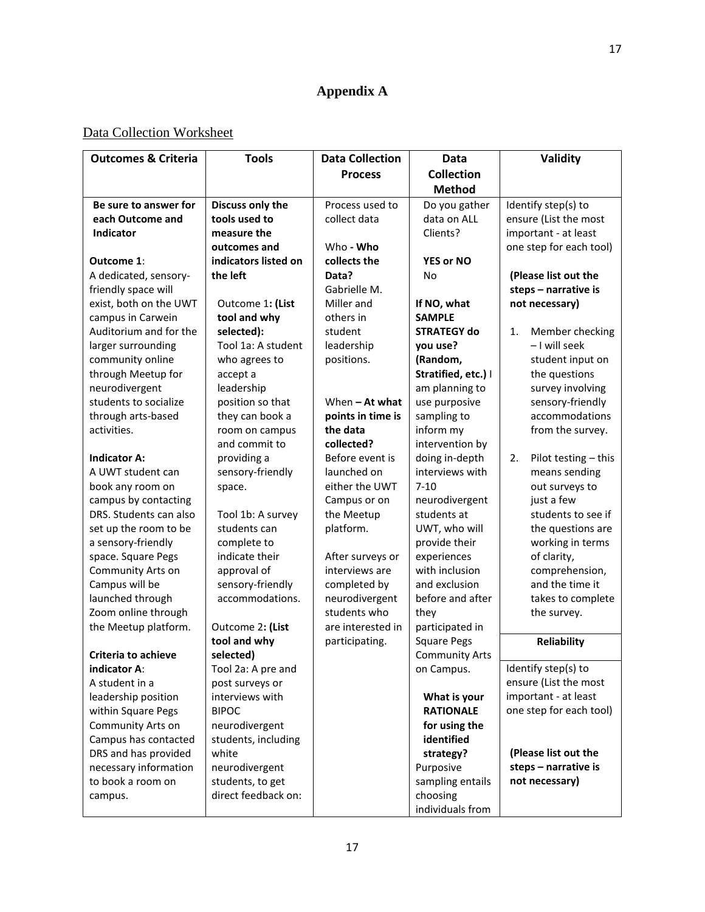# Appendix A

Data Collection Worksheet

| Outcomes & Criteria | Tools | Data Collection Process | Data Collection Method | Validity |
|---|---|---|---|---|
| **Be sure to answer for each Outcome and Indicator**<br><br>**Outcome 1**:<br>A dedicated, sensory-friendly space will exist, both on the UWT campus in Carwein Auditorium and for the larger surrounding community online through Meetup for neurodivergent students to socialize through arts-based activities.<br><br>**Indicator A:**<br>A UWT student can book any room on campus by contacting DRS. Students can also set up the room to be a sensory-friendly space. Square Pegs Community Arts on Campus will be launched through Zoom online through the Meetup platform.<br><br>**Criteria to achieve indicator A**:<br>A student in a leadership position within Square Pegs Community Arts on Campus has contacted DRS and has provided necessary information to book a room on campus. | **Discuss only the tools used to measure the outcomes and indicators listed on the left**<br><br>Outcome 1**: (List tool and why selected):**<br>Tool 1a: A student who agrees to accept a leadership position so that they can book a room on campus and commit to providing a sensory-friendly space.<br><br>Tool 1b: A survey students can complete to indicate their approval of sensory-friendly accommodations.<br><br>Outcome 2**: (List tool and why selected)**<br>Tool 2a: A pre and post surveys or interviews with BIPOC neurodivergent students, including white neurodivergent students, to get direct feedback on: | Process used to collect data<br><br>Who **- Who collects the Data?**<br>Gabrielle M. Miller and others in student leadership positions.<br><br>When **– At what points in time is the data collected?**<br>Before event is launched on either the UWT Campus or on the Meetup platform.<br><br>After surveys or interviews are completed by neurodivergent students who are interested in participating. | Do you gather data on ALL Clients?<br><br>**YES or NO**<br>No<br><br>**If NO, what SAMPLE STRATEGY do you use? (Random, Stratified, etc.)** I am planning to use purposive sampling to inform my intervention by doing in-depth interviews with 7-10 neurodivergent students at UWT, who will provide their experiences with inclusion and exclusion before and after they participated in Square Pegs Community Arts on Campus.<br><br>**What is your RATIONALE for using the identified strategy?**<br>Purposive sampling entails choosing individuals from | Identify step(s) to ensure (List the most important - at least one step for each tool)<br><br>**(Please list out the steps – narrative is not necessary)**<br><br>1. Member checking – I will seek student input on the questions survey involving sensory-friendly accommodations from the survey.<br><br>2. Pilot testing – this means sending out surveys to just a few students to see if the questions are working in terms of clarity, comprehension, and the time it takes to complete the survey.<br><br>**Reliability**<br><br>Identify step(s) to ensure (List the most important - at least one step for each tool)<br><br>**(Please list out the steps – narrative is not necessary)** |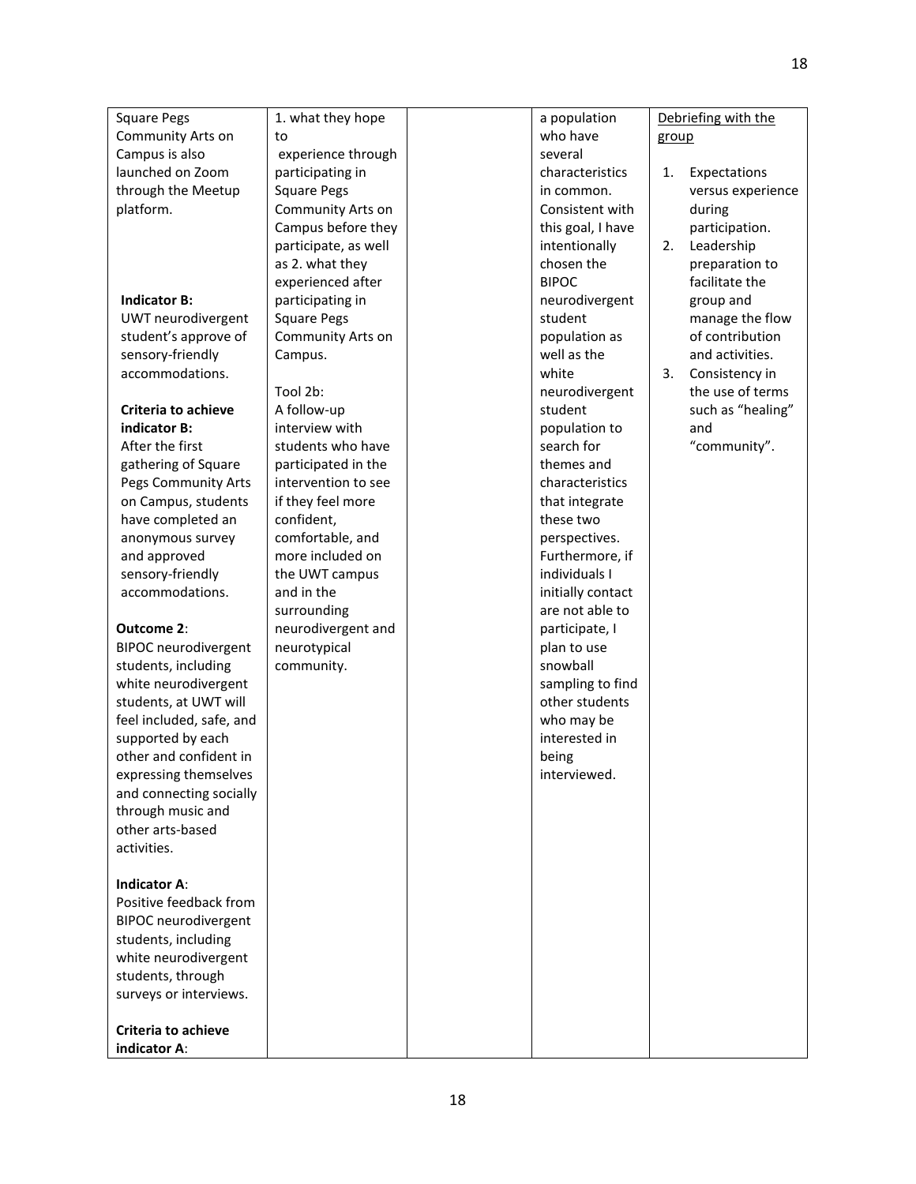| | | | | |
|---|---|---|---|---|
| Square Pegs Community Arts on Campus is also launched on Zoom through the Meetup platform.<br><br>**Indicator B:**<br>UWT neurodivergent student's approve of sensory-friendly accommodations.<br><br>**Criteria to achieve indicator B:**<br>After the first gathering of Square Pegs Community Arts on Campus, students have completed an anonymous survey and approved sensory-friendly accommodations.<br><br>**Outcome 2**:<br>BIPOC neurodivergent students, including white neurodivergent students, at UWT will feel included, safe, and supported by each other and confident in expressing themselves and connecting socially through music and other arts-based activities.<br><br>**Indicator A**:<br>Positive feedback from BIPOC neurodivergent students, including white neurodivergent students, through surveys or interviews.<br><br>**Criteria to achieve indicator A**: | 1. what they hope to experience through participating in Square Pegs Community Arts on Campus before they participate, as well as 2. what they experienced after participating in Square Pegs Community Arts on Campus.<br><br>Tool 2b:<br>A follow-up interview with students who have participated in the intervention to see if they feel more confident, comfortable, and more included on the UWT campus and in the surrounding neurodivergent and neurotypical community. | | a population who have several characteristics in common. Consistent with this goal, I have intentionally chosen the BIPOC neurodivergent student population as well as the white neurodivergent student population to search for themes and characteristics that integrate these two perspectives. Furthermore, if individuals I initially contact are not able to participate, I plan to use snowball sampling to find other students who may be interested in being interviewed. | <u>Debriefing with the group</u><br><br>1. Expectations versus experience during participation.<br>2. Leadership preparation to facilitate the group and manage the flow of contribution and activities.<br>3. Consistency in the use of terms such as "healing" and "community". |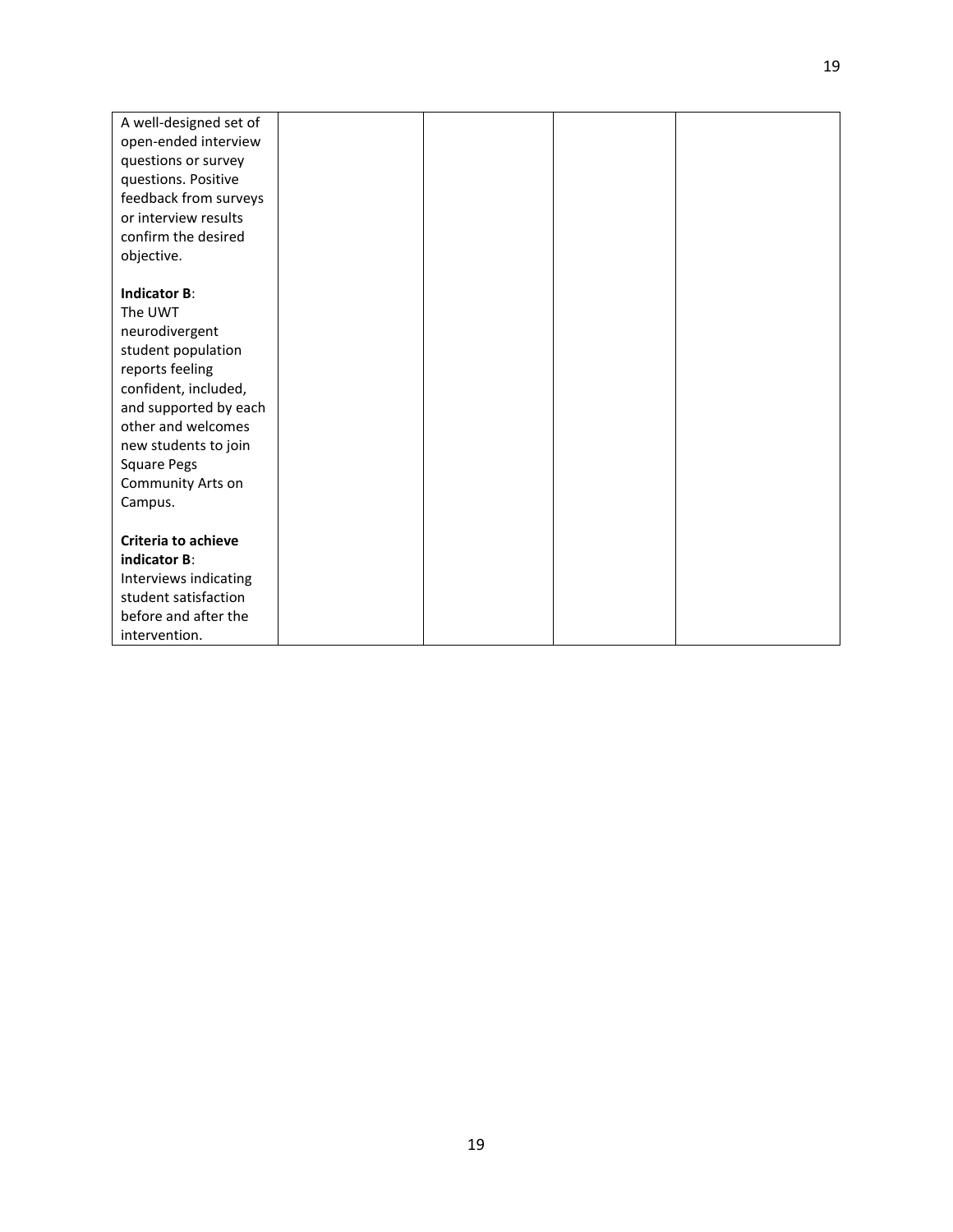| | | | | |
|---|---|---|---|---|
| A well-designed set of open-ended interview questions or survey questions. Positive feedback from surveys or interview results confirm the desired objective.<br><br>**Indicator B**:<br>The UWT neurodivergent student population reports feeling confident, included, and supported by each other and welcomes new students to join Square Pegs Community Arts on Campus.<br><br>**Criteria to achieve indicator B**:<br>Interviews indicating student satisfaction before and after the intervention. | | | | |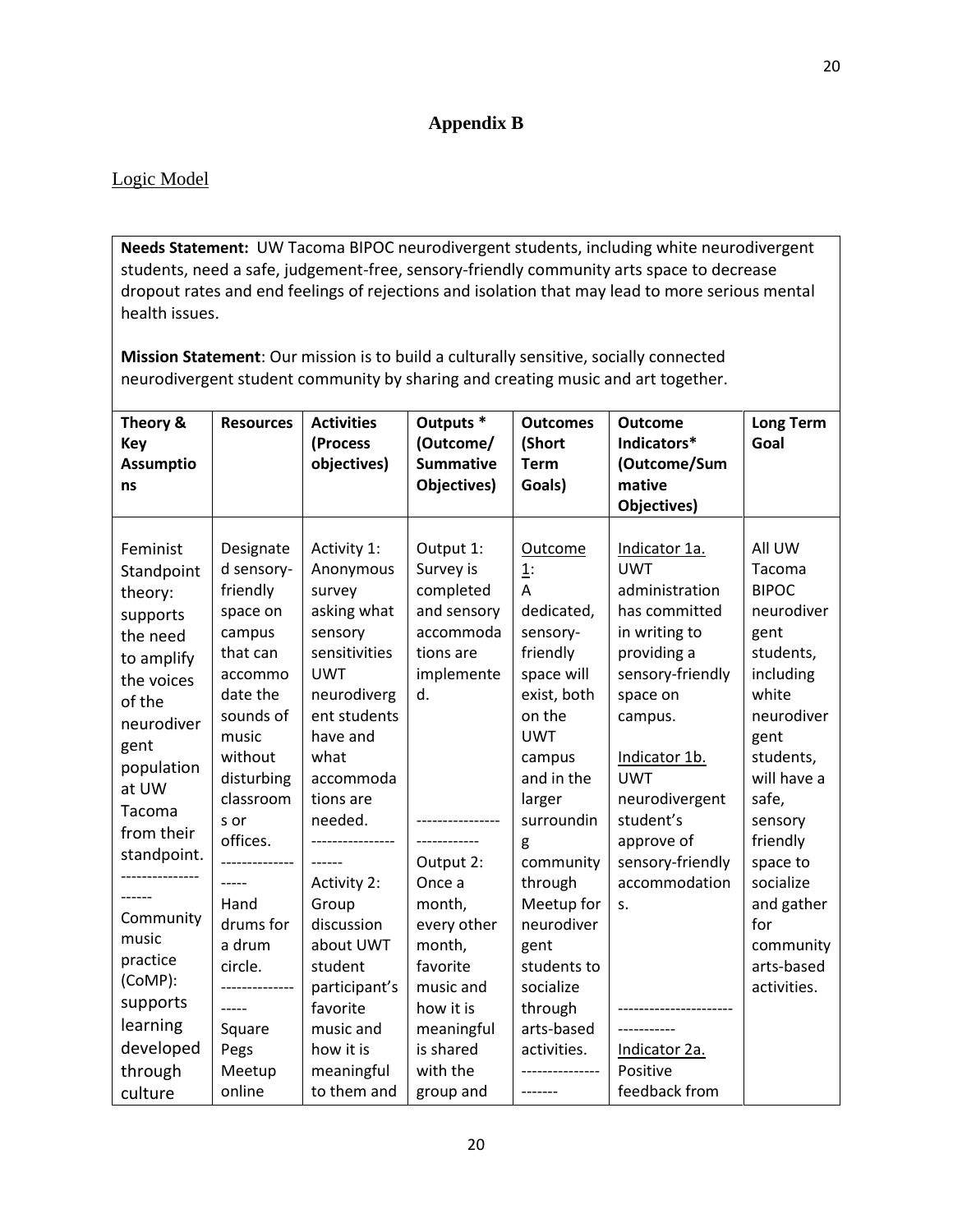# Appendix B

Logic Model

**Needs Statement:** UW Tacoma BIPOC neurodivergent students, including white neurodivergent students, need a safe, judgement-free, sensory-friendly community arts space to decrease dropout rates and end feelings of rejections and isolation that may lead to more serious mental health issues.

**Mission Statement**: Our mission is to build a culturally sensitive, socially connected neurodivergent student community by sharing and creating music and art together.

| Theory & Key Assumptions | Resources | Activities (Process objectives) | Outputs * (Outcome/ Summative Objectives) | Outcomes (Short Term Goals) | Outcome Indicators* (Outcome/Summative Objectives) | Long Term Goal |
|---|---|---|---|---|---|---|
| Feminist Standpoint theory: supports the need to amplify the voices of the neurodivergent population at UW Tacoma from their standpoint. --------------------- Community music practice (CoMP): supports learning developed through culture | Designated sensory-friendly space on campus that can accommodate the sounds of music without disturbing classrooms or offices. ------------------ Hand drums for a drum circle. ------------------ Square Pegs Meetup online | Activity 1: Anonymous survey asking what sensory sensitivities UWT neurodivergent students have and what accommodations are needed. ---------------------- Activity 2: Group discussion about UWT student participant's favorite music and how it is meaningful to them and | Output 1: Survey is completed and sensory accommodations are implemented. ---------------------------- Output 2: Once a month, every other month, favorite music and how it is meaningful is shared with the group and | Outcome 1: A dedicated, sensory-friendly space will exist, both on the UWT campus and in the larger surrounding community through Meetup for neurodivergent students to socialize through arts-based activities. ---------------------- | Indicator 1a. UWT administration has committed in writing to providing a sensory-friendly space on campus. Indicator 1b. UWT neurodivergent student's approve of sensory-friendly accommodations. --------------------------------- Indicator 2a. Positive feedback from | All UW Tacoma BIPOC neurodivergent students, including white neurodivergent students, will have a safe, sensory friendly space to socialize and gather for community arts-based activities. |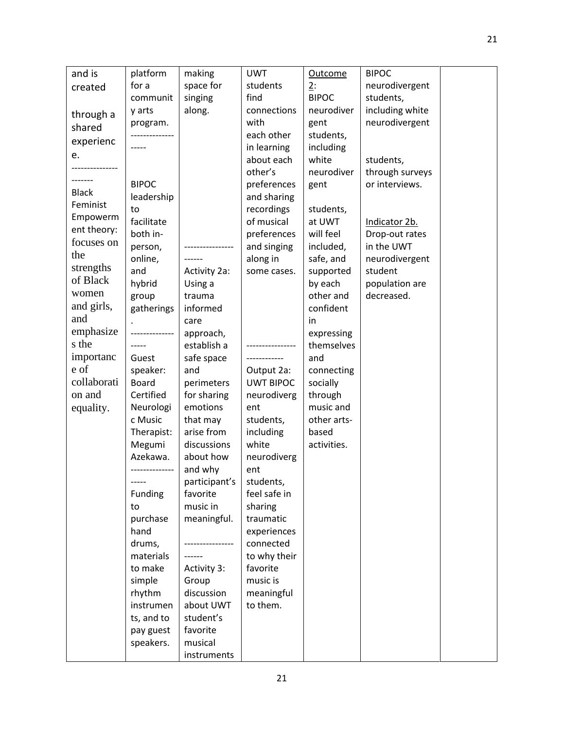| and is created through a shared experience. ---------------------- Black Feminist Empowerment theory: focuses on the strengths of Black women and girls, and emphasizes the importance of collaboration and equality. | platform for a community arts program. ------------------ BIPOC leadership to facilitate both in-person, online, and hybrid group gatherings. ------------------ Guest speaker: Board Certified Neurologic Music Therapist: Megumi Azekawa. ------------------ Funding to purchase hand drums, materials to make simple rhythm instruments, and to pay guest speakers. | making space for singing along. ---------------------- Activity 2a: Using a trauma informed care approach, establish a safe space and perimeters for sharing emotions that may arise from discussions about how and why participant's favorite music in meaningful. ---------------------- Activity 3: Group discussion about UWT student's favorite musical instruments | UWT students find connections with each other in learning about each other's preferences and sharing recordings of musical preferences and singing along in some cases. ---------------------------- Output 2a: UWT BIPOC neurodivergent students, including white neurodivergent students, feel safe in sharing traumatic experiences connected to why their favorite music is meaningful to them. | Outcome 2: BIPOC neurodivergent students, including white neurodivergent students, at UWT will feel included, safe, and supported by each other and confident in expressing themselves and connecting socially through music and other arts-based activities. | BIPOC neurodivergent students, including white neurodivergent students, through surveys or interviews. Indicator 2b. Drop-out rates in the UWT neurodivergent student population are decreased. | |
|---|---|---|---|---|---|---|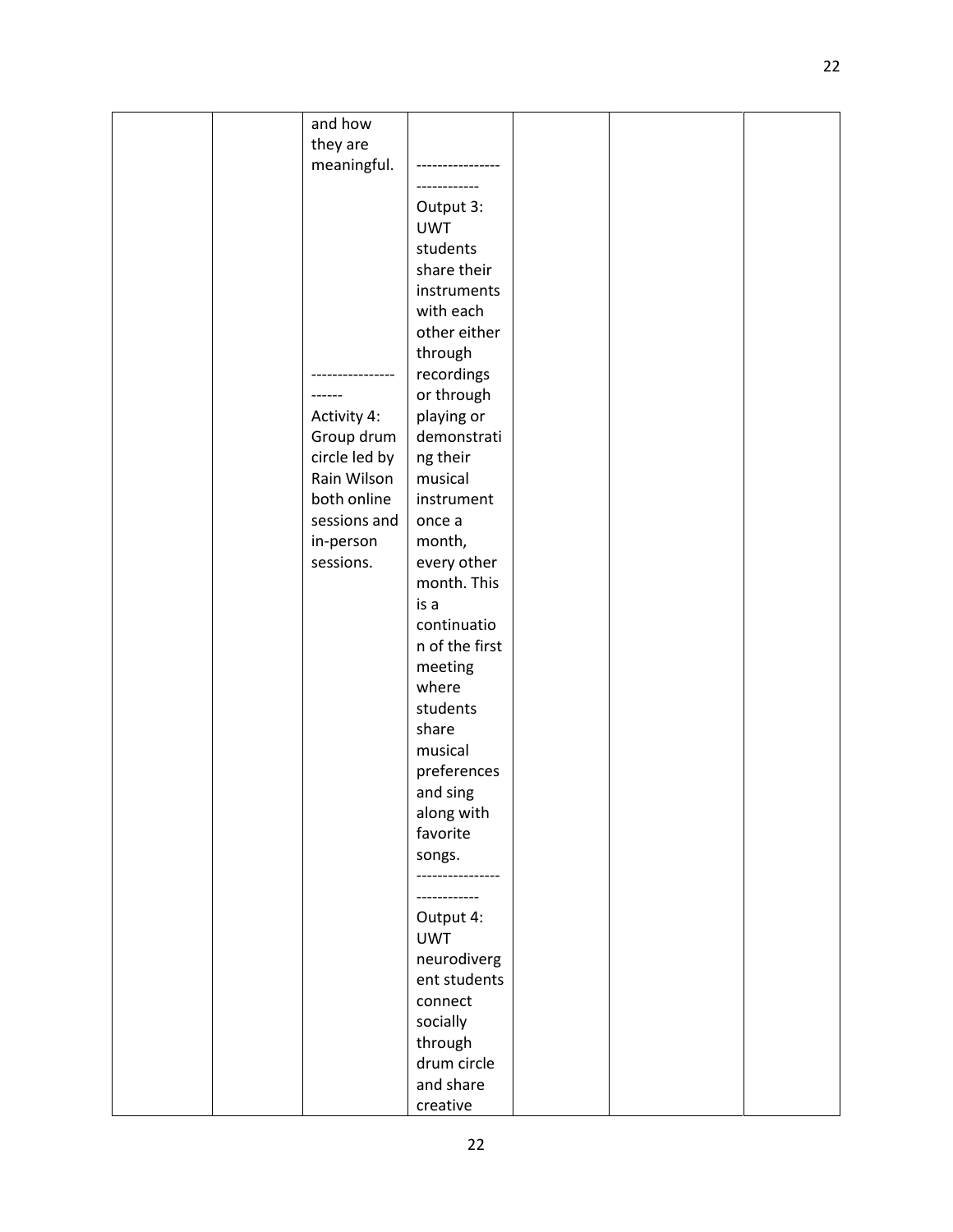|  |  |  |  |  |  |  |
|---|---|---|---|---|---|---|
|  |  | and how they are meaningful.<br><br>---------------------<br>Activity 4: Group drum circle led by Rain Wilson both online sessions and in-person sessions. | ----------------------------<br>Output 3: UWT students share their instruments with each other either through recordings or through playing or demonstrating their musical instrument once a month, every other month. This is a continuation of the first meeting where students share musical preferences and sing along with favorite songs.<br>----------------------------<br>Output 4: UWT neurodivergent students connect socially through drum circle and share creative |  |  |  |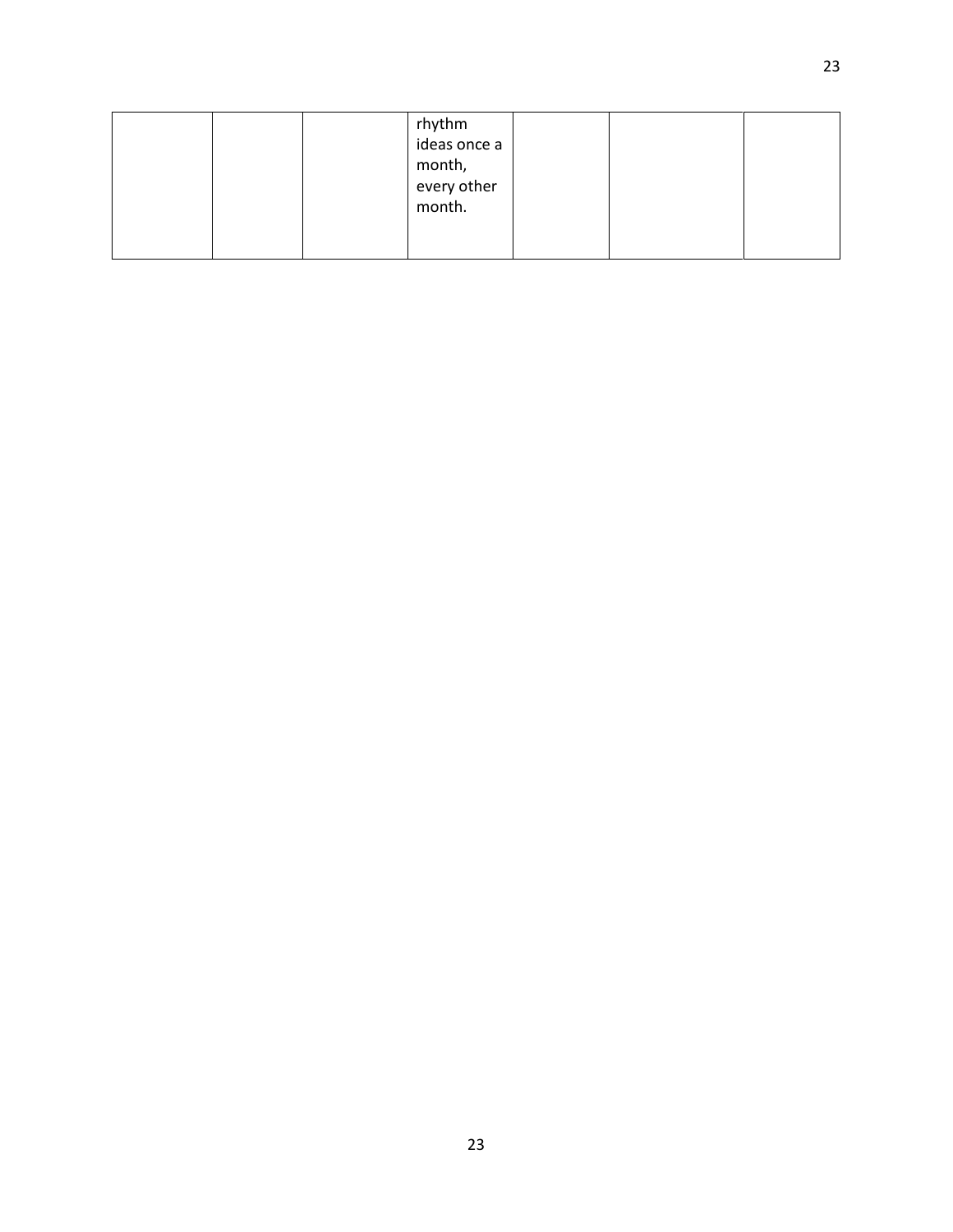| | | | | | | |
|---|---|---|---|---|---|---|
| | | | rhythm ideas once a month, every other month. | | | |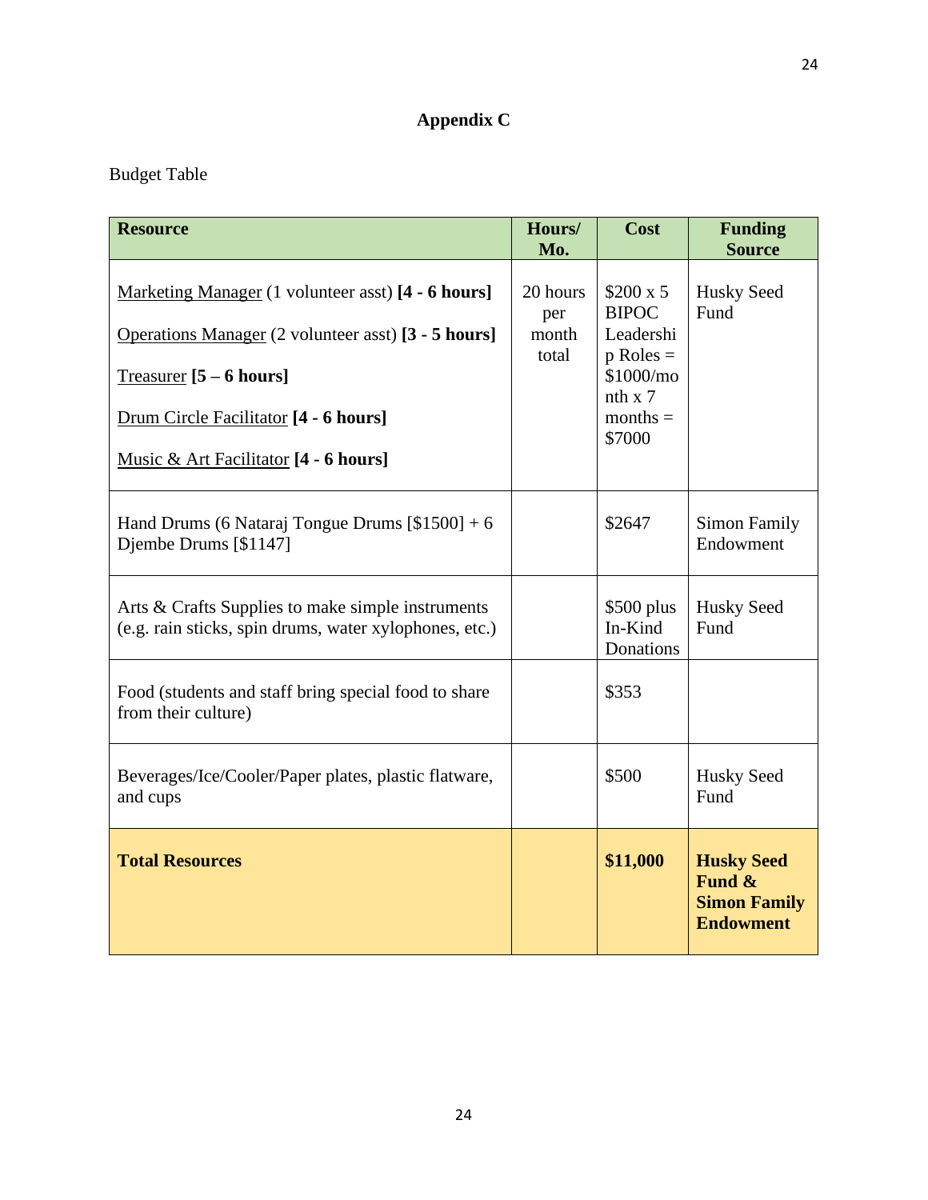# Appendix C

Budget Table

| Resource | Hours/ Mo. | Cost | Funding Source |
|---|---|---|---|
| Marketing Manager (1 volunteer asst) **[4 - 6 hours]**<br>Operations Manager (2 volunteer asst) **[3 - 5 hours]**<br>Treasurer **[5 – 6 hours]**<br>Drum Circle Facilitator **[4 - 6 hours]**<br>Music & Art Facilitator **[4 - 6 hours]** | 20 hours per month total | $200 x 5 BIPOC Leadership Roles = $1000/month x 7 months = $7000 | Husky Seed Fund |
| Hand Drums (6 Nataraj Tongue Drums [$1500] + 6 Djembe Drums [$1147] | | $2647 | Simon Family Endowment |
| Arts & Crafts Supplies to make simple instruments (e.g. rain sticks, spin drums, water xylophones, etc.) | | $500 plus In-Kind Donations | Husky Seed Fund |
| Food (students and staff bring special food to share from their culture) | | $353 | |
| Beverages/Ice/Cooler/Paper plates, plastic flatware, and cups | | $500 | Husky Seed Fund |
| **Total Resources** | | **$11,000** | **Husky Seed Fund & Simon Family Endowment** |